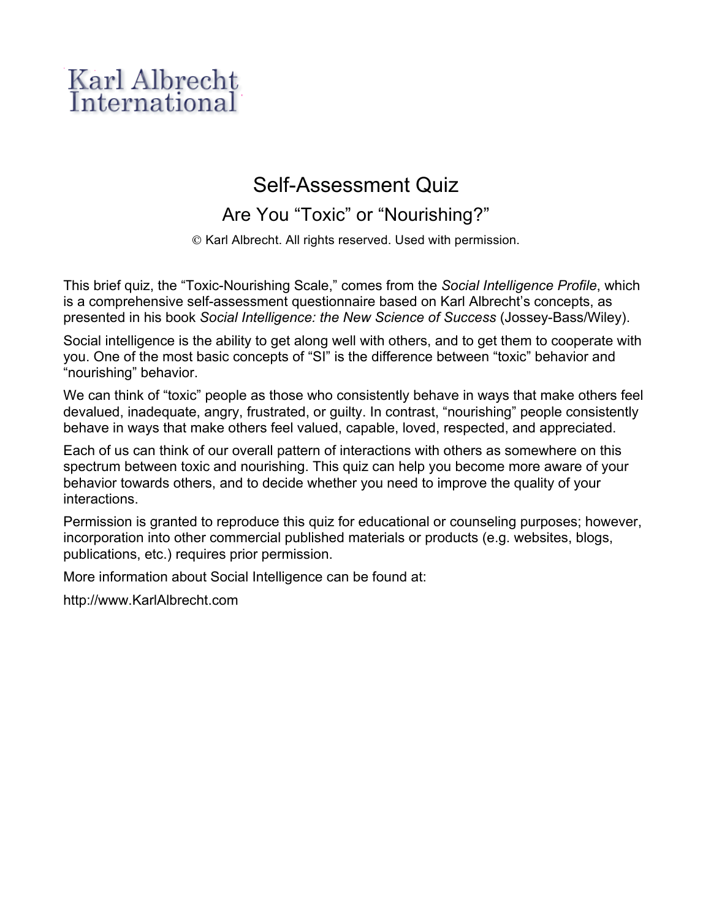Karl Albrecht International

# Self-Assessment Quiz

## Are You “Toxic” or “Nourishing?”

© Karl Albrecht. All rights reserved. Used with permission.

This brief quiz, the “Toxic-Nourishing Scale,” comes from the *Social Intelligence Profile*, which is a comprehensive self-assessment questionnaire based on Karl Albrecht’s concepts, as presented in his book *Social Intelligence: the New Science of Success* (Jossey-Bass/Wiley).

Social intelligence is the ability to get along well with others, and to get them to cooperate with you. One of the most basic concepts of “SI” is the difference between “toxic” behavior and “nourishing” behavior.

We can think of “toxic” people as those who consistently behave in ways that make others feel devalued, inadequate, angry, frustrated, or guilty. In contrast, “nourishing” people consistently behave in ways that make others feel valued, capable, loved, respected, and appreciated.

Each of us can think of our overall pattern of interactions with others as somewhere on this spectrum between toxic and nourishing. This quiz can help you become more aware of your behavior towards others, and to decide whether you need to improve the quality of your interactions.

Permission is granted to reproduce this quiz for educational or counseling purposes; however, incorporation into other commercial published materials or products (e.g. websites, blogs, publications, etc.) requires prior permission.

More information about Social Intelligence can be found at:

http://www.KarlAlbrecht.com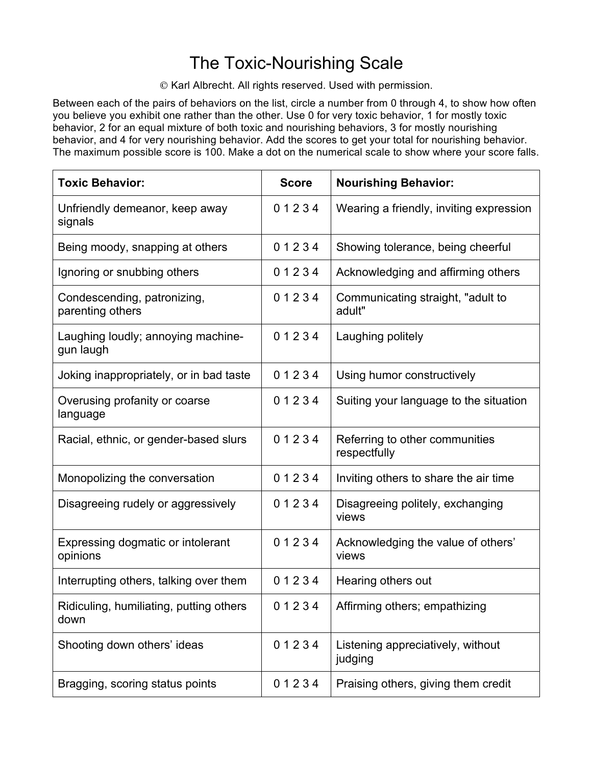# The Toxic-Nourishing Scale

© Karl Albrecht. All rights reserved. Used with permission.

Between each of the pairs of behaviors on the list, circle a number from 0 through 4, to show how often you believe you exhibit one rather than the other. Use 0 for very toxic behavior, 1 for mostly toxic behavior, 2 for an equal mixture of both toxic and nourishing behaviors, 3 for mostly nourishing behavior, and 4 for very nourishing behavior. Add the scores to get your total for nourishing behavior. The maximum possible score is 100. Make a dot on the numerical scale to show where your score falls.

| **Toxic Behavior:** | **Score** | **Nourishing Behavior:** |
|---|---|---|
| Unfriendly demeanor, keep away signals | 0 1 2 3 4 | Wearing a friendly, inviting expression |
| Being moody, snapping at others | 0 1 2 3 4 | Showing tolerance, being cheerful |
| Ignoring or snubbing others | 0 1 2 3 4 | Acknowledging and affirming others |
| Condescending, patronizing, parenting others | 0 1 2 3 4 | Communicating straight, "adult to adult" |
| Laughing loudly; annoying machine-gun laugh | 0 1 2 3 4 | Laughing politely |
| Joking inappropriately, or in bad taste | 0 1 2 3 4 | Using humor constructively |
| Overusing profanity or coarse language | 0 1 2 3 4 | Suiting your language to the situation |
| Racial, ethnic, or gender-based slurs | 0 1 2 3 4 | Referring to other communities respectfully |
| Monopolizing the conversation | 0 1 2 3 4 | Inviting others to share the air time |
| Disagreeing rudely or aggressively | 0 1 2 3 4 | Disagreeing politely, exchanging views |
| Expressing dogmatic or intolerant opinions | 0 1 2 3 4 | Acknowledging the value of others' views |
| Interrupting others, talking over them | 0 1 2 3 4 | Hearing others out |
| Ridiculing, humiliating, putting others down | 0 1 2 3 4 | Affirming others; empathizing |
| Shooting down others' ideas | 0 1 2 3 4 | Listening appreciatively, without judging |
| Bragging, scoring status points | 0 1 2 3 4 | Praising others, giving them credit |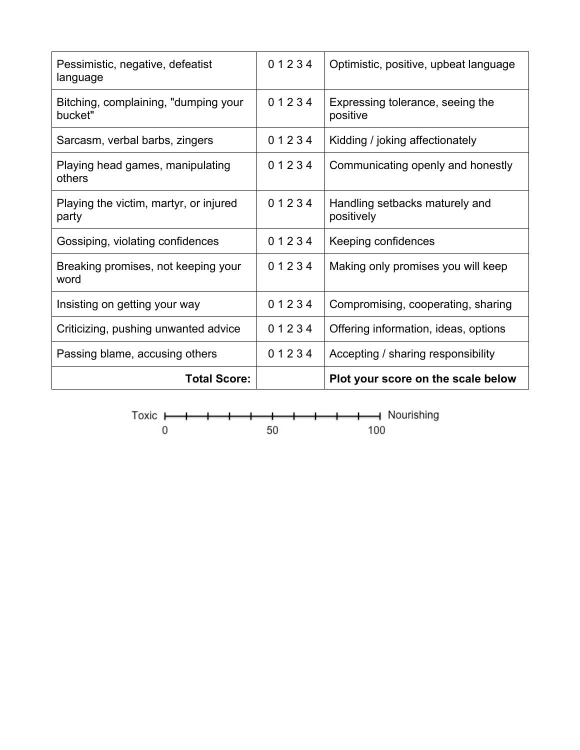| | | |
|---|---|---|
| Pessimistic, negative, defeatist language | 0 1 2 3 4 | Optimistic, positive, upbeat language |
| Bitching, complaining, "dumping your bucket" | 0 1 2 3 4 | Expressing tolerance, seeing the positive |
| Sarcasm, verbal barbs, zingers | 0 1 2 3 4 | Kidding / joking affectionately |
| Playing head games, manipulating others | 0 1 2 3 4 | Communicating openly and honestly |
| Playing the victim, martyr, or injured party | 0 1 2 3 4 | Handling setbacks maturely and positively |
| Gossiping, violating confidences | 0 1 2 3 4 | Keeping confidences |
| Breaking promises, not keeping your word | 0 1 2 3 4 | Making only promises you will keep |
| Insisting on getting your way | 0 1 2 3 4 | Compromising, cooperating, sharing |
| Criticizing, pushing unwanted advice | 0 1 2 3 4 | Offering information, ideas, options |
| Passing blame, accusing others | 0 1 2 3 4 | Accepting / sharing responsibility |
| **Total Score:** | | **Plot your score on the scale below** |

Toxic

Nourishing

0

50

100